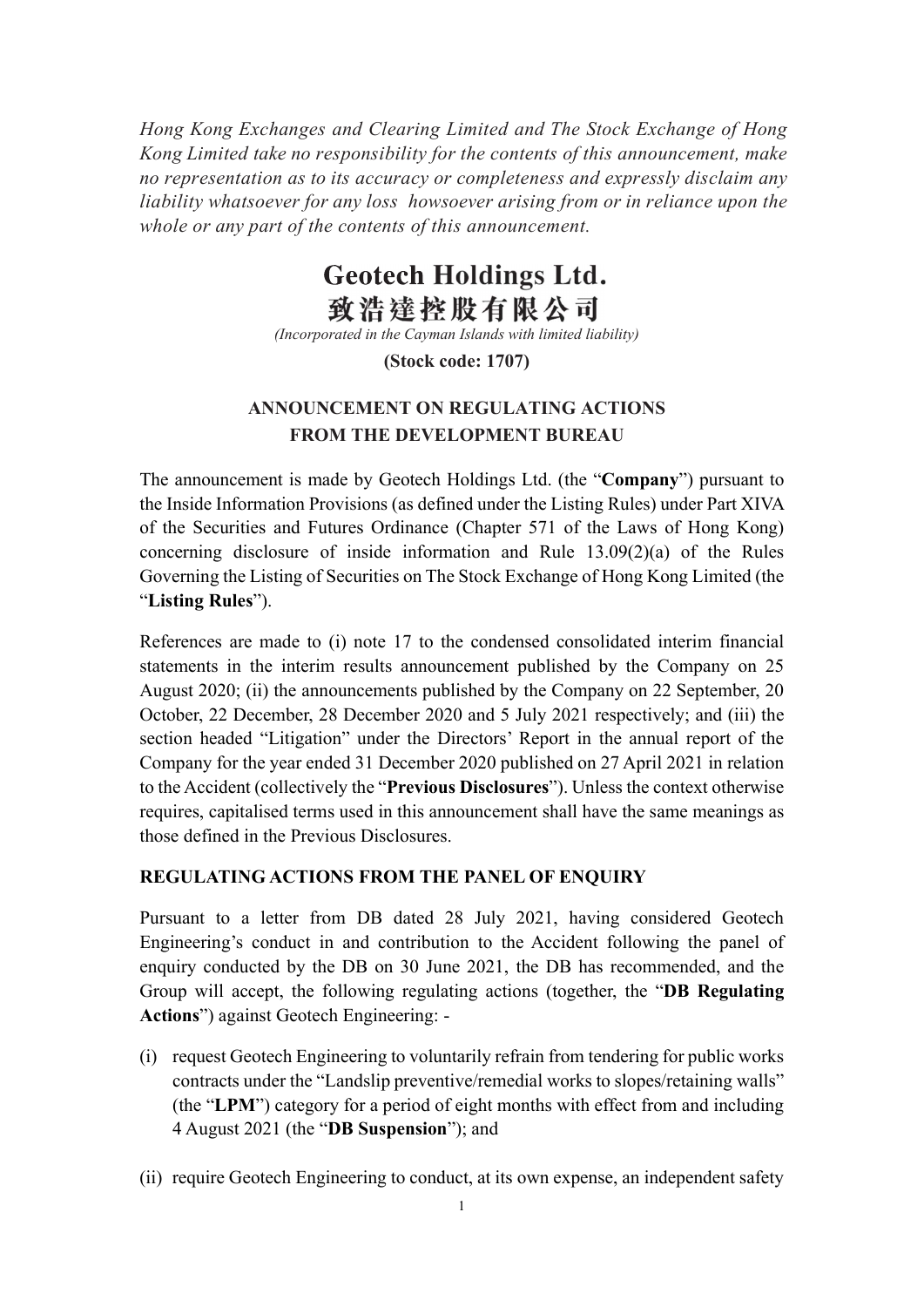*Hong Kong Exchanges and Clearing Limited and The Stock Exchange of Hong Kong Limited take no responsibility for the contents of this announcement, make no representation as to its accuracy or completeness and expressly disclaim any liability whatsoever for any loss howsoever arising from or in reliance upon the whole or any part of the contents of this announcement.*

# Geotech Holdings Ltd.
# 致浩達控股有限公司

*(Incorporated in the Cayman Islands with limited liability)*

**(Stock code: 1707)**

## ANNOUNCEMENT ON REGULATING ACTIONS FROM THE DEVELOPMENT BUREAU

The announcement is made by Geotech Holdings Ltd. (the "**Company**") pursuant to the Inside Information Provisions (as defined under the Listing Rules) under Part XIVA of the Securities and Futures Ordinance (Chapter 571 of the Laws of Hong Kong) concerning disclosure of inside information and Rule 13.09(2)(a) of the Rules Governing the Listing of Securities on The Stock Exchange of Hong Kong Limited (the "**Listing Rules**").

References are made to (i) note 17 to the condensed consolidated interim financial statements in the interim results announcement published by the Company on 25 August 2020; (ii) the announcements published by the Company on 22 September, 20 October, 22 December, 28 December 2020 and 5 July 2021 respectively; and (iii) the section headed "Litigation" under the Directors' Report in the annual report of the Company for the year ended 31 December 2020 published on 27 April 2021 in relation to the Accident (collectively the "**Previous Disclosures**"). Unless the context otherwise requires, capitalised terms used in this announcement shall have the same meanings as those defined in the Previous Disclosures.

### REGULATING ACTIONS FROM THE PANEL OF ENQUIRY

Pursuant to a letter from DB dated 28 July 2021, having considered Geotech Engineering's conduct in and contribution to the Accident following the panel of enquiry conducted by the DB on 30 June 2021, the DB has recommended, and the Group will accept, the following regulating actions (together, the "**DB Regulating Actions**") against Geotech Engineering: -

(i) request Geotech Engineering to voluntarily refrain from tendering for public works contracts under the "Landslip preventive/remedial works to slopes/retaining walls" (the "**LPM**") category for a period of eight months with effect from and including 4 August 2021 (the "**DB Suspension**"); and

(ii) require Geotech Engineering to conduct, at its own expense, an independent safety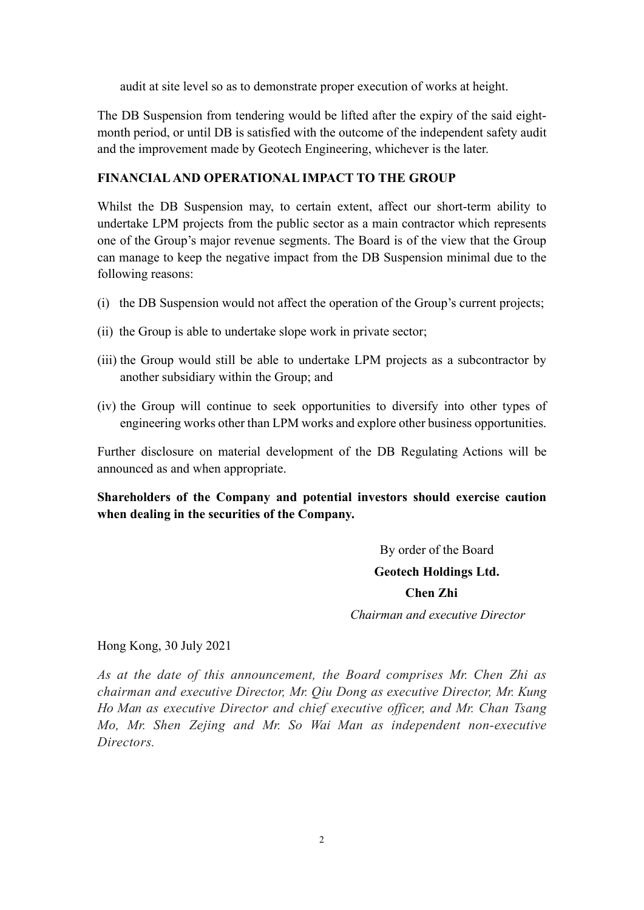audit at site level so as to demonstrate proper execution of works at height.

The DB Suspension from tendering would be lifted after the expiry of the said eight-month period, or until DB is satisfied with the outcome of the independent safety audit and the improvement made by Geotech Engineering, whichever is the later.

**FINANCIAL AND OPERATIONAL IMPACT TO THE GROUP**

Whilst the DB Suspension may, to certain extent, affect our short-term ability to undertake LPM projects from the public sector as a main contractor which represents one of the Group's major revenue segments. The Board is of the view that the Group can manage to keep the negative impact from the DB Suspension minimal due to the following reasons:

(i) the DB Suspension would not affect the operation of the Group's current projects;

(ii) the Group is able to undertake slope work in private sector;

(iii) the Group would still be able to undertake LPM projects as a subcontractor by another subsidiary within the Group; and

(iv) the Group will continue to seek opportunities to diversify into other types of engineering works other than LPM works and explore other business opportunities.

Further disclosure on material development of the DB Regulating Actions will be announced as and when appropriate.

**Shareholders of the Company and potential investors should exercise caution when dealing in the securities of the Company.**

By order of the Board
**Geotech Holdings Ltd.**
**Chen Zhi**
*Chairman and executive Director*

Hong Kong, 30 July 2021

*As at the date of this announcement, the Board comprises Mr. Chen Zhi as chairman and executive Director, Mr. Qiu Dong as executive Director, Mr. Kung Ho Man as executive Director and chief executive officer, and Mr. Chan Tsang Mo, Mr. Shen Zejing and Mr. So Wai Man as independent non-executive Directors.*